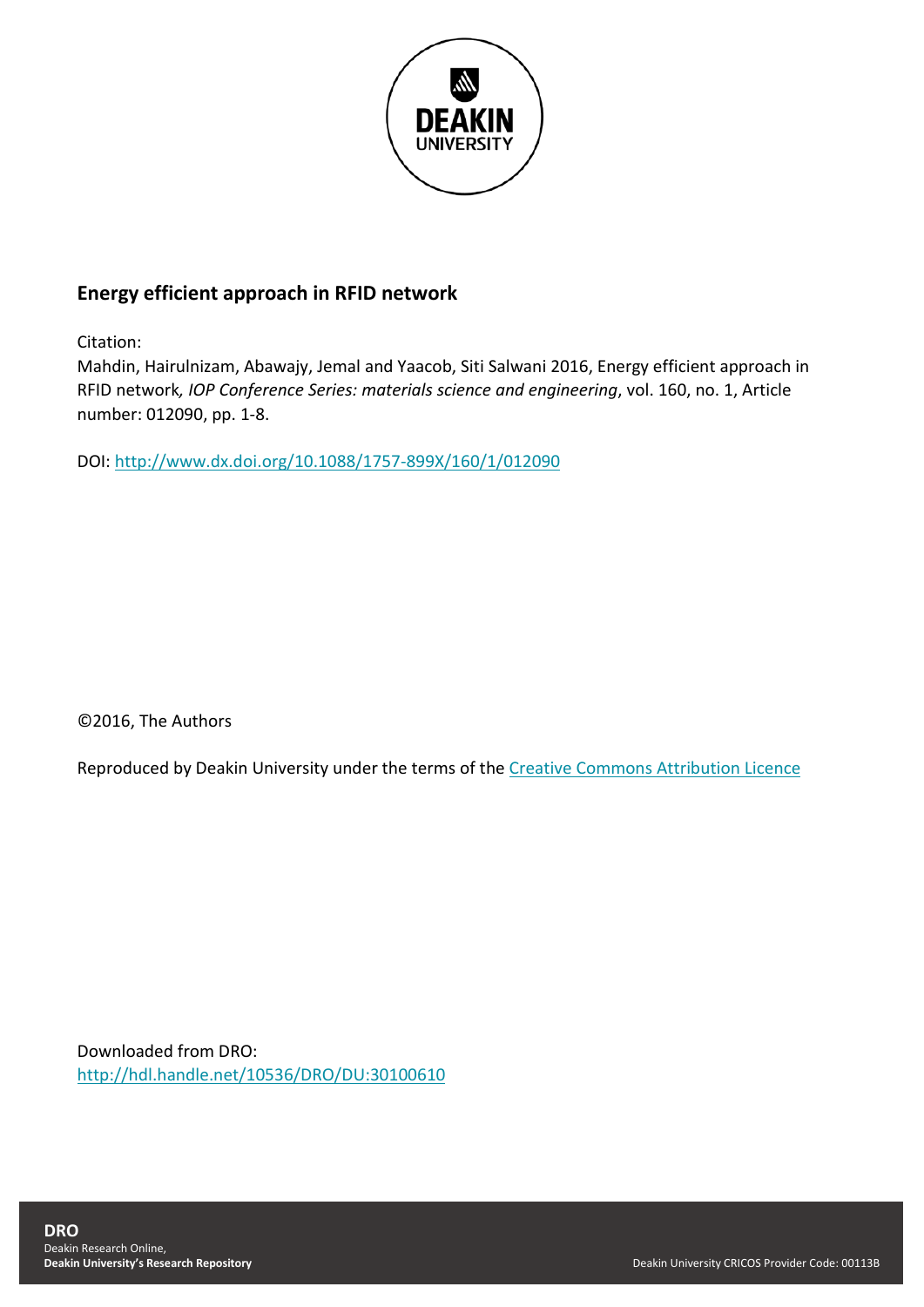**Energy efficient approach in RFID network**

Citation:
Mahdin, Hairulnizam, Abawajy, Jemal and Yaacob, Siti Salwani 2016, Energy efficient approach in RFID network, *IOP Conference Series: materials science and engineering*, vol. 160, no. 1, Article number: 012090, pp. 1-8.

DOI: http://www.dx.doi.org/10.1088/1757-899X/160/1/012090

©2016, The Authors

Reproduced by Deakin University under the terms of the Creative Commons Attribution Licence

Downloaded from DRO:
http://hdl.handle.net/10536/DRO/DU:30100610

**DRO**
Deakin Research Online,
**Deakin University's Research Repository**

Deakin University CRICOS Provider Code: 00113B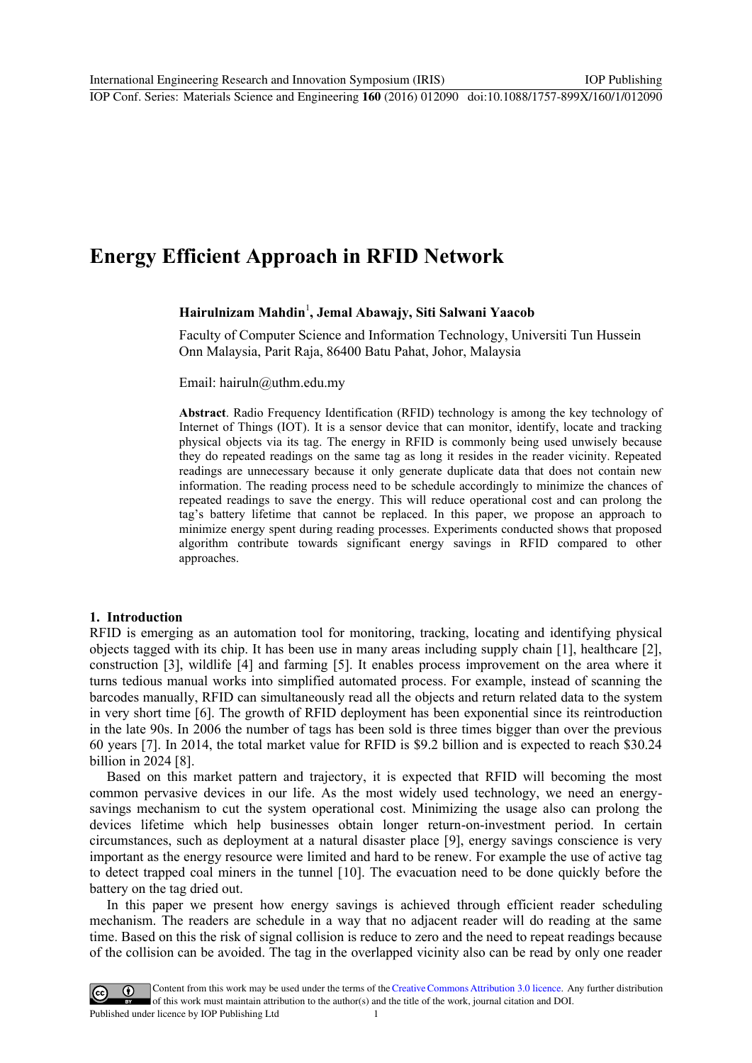᛫# Energy Efficient Approach in RFID Network

**Hairulnizam Mahdin[1], Jemal Abawajy, Siti Salwani Yaacob**

Faculty of Computer Science and Information Technology, Universiti Tun Hussein Onn Malaysia, Parit Raja, 86400 Batu Pahat, Johor, Malaysia

Email: hairuln@uthm.edu.my

**Abstract**. Radio Frequency Identification (RFID) technology is among the key technology of Internet of Things (IOT). It is a sensor device that can monitor, identify, locate and tracking physical objects via its tag. The energy in RFID is commonly being used unwisely because they do repeated readings on the same tag as long it resides in the reader vicinity. Repeated readings are unnecessary because it only generate duplicate data that does not contain new information. The reading process need to be schedule accordingly to minimize the chances of repeated readings to save the energy. This will reduce operational cost and can prolong the tag's battery lifetime that cannot be replaced. In this paper, we propose an approach to minimize energy spent during reading processes. Experiments conducted shows that proposed algorithm contribute towards significant energy savings in RFID compared to other approaches.

## 1. Introduction

RFID is emerging as an automation tool for monitoring, tracking, locating and identifying physical objects tagged with its chip. It has been use in many areas including supply chain [1], healthcare [2], construction [3], wildlife [4] and farming [5]. It enables process improvement on the area where it turns tedious manual works into simplified automated process. For example, instead of scanning the barcodes manually, RFID can simultaneously read all the objects and return related data to the system in very short time [6]. The growth of RFID deployment has been exponential since its reintroduction in the late 90s. In 2006 the number of tags has been sold is three times bigger than over the previous 60 years [7]. In 2014, the total market value for RFID is \$9.2 billion and is expected to reach \$30.24 billion in 2024 [8].

Based on this market pattern and trajectory, it is expected that RFID will becoming the most common pervasive devices in our life. As the most widely used technology, we need an energy-savings mechanism to cut the system operational cost. Minimizing the usage also can prolong the devices lifetime which help businesses obtain longer return-on-investment period. In certain circumstances, such as deployment at a natural disaster place [9], energy savings conscience is very important as the energy resource were limited and hard to be renew. For example the use of active tag to detect trapped coal miners in the tunnel [10]. The evacuation need to be done quickly before the battery on the tag dried out.

In this paper we present how energy savings is achieved through efficient reader scheduling mechanism. The readers are schedule in a way that no adjacent reader will do reading at the same time. Based on this the risk of signal collision is reduce to zero and the need to repeat readings because of the collision can be avoided. The tag in the overlapped vicinity also can be read by only one reader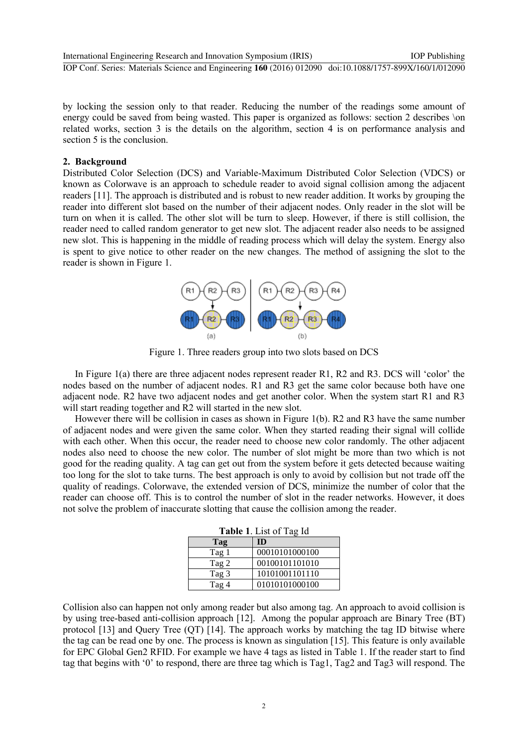by locking the session only to that reader. Reducing the number of the readings some amount of energy could be saved from being wasted. This paper is organized as follows: section 2 describes \on related works, section 3 is the details on the algorithm, section 4 is on performance analysis and section 5 is the conclusion.

## 2. Background

Distributed Color Selection (DCS) and Variable-Maximum Distributed Color Selection (VDCS) or known as Colorwave is an approach to schedule reader to avoid signal collision among the adjacent readers [11]. The approach is distributed and is robust to new reader addition. It works by grouping the reader into different slot based on the number of their adjacent nodes. Only reader in the slot will be turn on when it is called. The other slot will be turn to sleep. However, if there is still collision, the reader need to called random generator to get new slot. The adjacent reader also needs to be assigned new slot. This is happening in the middle of reading process which will delay the system. Energy also is spent to give notice to other reader on the new changes. The method of assigning the slot to the reader is shown in Figure 1.

Figure 1. Three readers group into two slots based on DCS

In Figure 1(a) there are three adjacent nodes represent reader R1, R2 and R3. DCS will 'color' the nodes based on the number of adjacent nodes. R1 and R3 get the same color because both have one adjacent node. R2 have two adjacent nodes and get another color. When the system start R1 and R3 will start reading together and R2 will started in the new slot.

However there will be collision in cases as shown in Figure 1(b). R2 and R3 have the same number of adjacent nodes and were given the same color. When they started reading their signal will collide with each other. When this occur, the reader need to choose new color randomly. The other adjacent nodes also need to choose the new color. The number of slot might be more than two which is not good for the reading quality. A tag can get out from the system before it gets detected because waiting too long for the slot to take turns. The best approach is only to avoid by collision but not trade off the quality of readings. Colorwave, the extended version of DCS, minimize the number of color that the reader can choose off. This is to control the number of slot in the reader networks. However, it does not solve the problem of inaccurate slotting that cause the collision among the reader.

**Table 1**. List of Tag Id

| Tag | ID |
|---|---|
| Tag 1 | 00010101000100 |
| Tag 2 | 00100101101010 |
| Tag 3 | 10101001101110 |
| Tag 4 | 01010101000100 |

Collision also can happen not only among reader but also among tag. An approach to avoid collision is by using tree-based anti-collision approach [12]. Among the popular approach are Binary Tree (BT) protocol [13] and Query Tree (QT) [14]. The approach works by matching the tag ID bitwise where the tag can be read one by one. The process is known as singulation [15]. This feature is only available for EPC Global Gen2 RFID. For example we have 4 tags as listed in Table 1. If the reader start to find tag that begins with '0' to respond, there are three tag which is Tag1, Tag2 and Tag3 will respond. The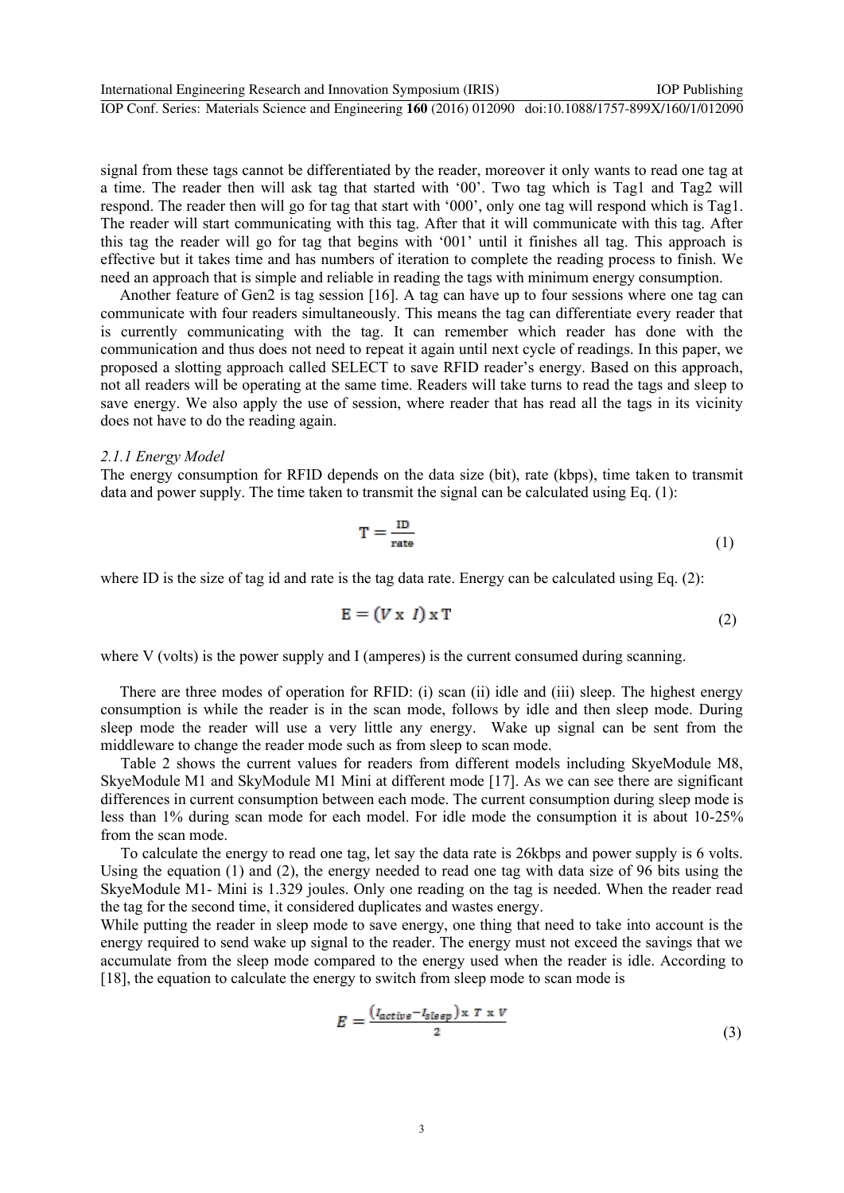signal from these tags cannot be differentiated by the reader, moreover it only wants to read one tag at a time. The reader then will ask tag that started with '00'. Two tag which is Tag1 and Tag2 will respond. The reader then will go for tag that start with '000', only one tag will respond which is Tag1. The reader will start communicating with this tag. After that it will communicate with this tag. After this tag the reader will go for tag that begins with '001' until it finishes all tag. This approach is effective but it takes time and has numbers of iteration to complete the reading process to finish. We need an approach that is simple and reliable in reading the tags with minimum energy consumption.

Another feature of Gen2 is tag session [16]. A tag can have up to four sessions where one tag can communicate with four readers simultaneously. This means the tag can differentiate every reader that is currently communicating with the tag. It can remember which reader has done with the communication and thus does not need to repeat it again until next cycle of readings. In this paper, we proposed a slotting approach called SELECT to save RFID reader's energy. Based on this approach, not all readers will be operating at the same time. Readers will take turns to read the tags and sleep to save energy. We also apply the use of session, where reader that has read all the tags in its vicinity does not have to do the reading again.

### *2.1.1 Energy Model*

The energy consumption for RFID depends on the data size (bit), rate (kbps), time taken to transmit data and power supply. The time taken to transmit the signal can be calculated using Eq. (1):

$$\mathrm{T} = \frac{\mathrm{ID}}{\mathrm{rate}} \tag{1}$$

where ID is the size of tag id and rate is the tag data rate. Energy can be calculated using Eq. (2):

$$\mathrm{E} = (V \times I) \times \mathrm{T} \tag{2}$$

where V (volts) is the power supply and I (amperes) is the current consumed during scanning.

There are three modes of operation for RFID: (i) scan (ii) idle and (iii) sleep. The highest energy consumption is while the reader is in the scan mode, follows by idle and then sleep mode. During sleep mode the reader will use a very little any energy. Wake up signal can be sent from the middleware to change the reader mode such as from sleep to scan mode.

Table 2 shows the current values for readers from different models including SkyeModule M8, SkyeModule M1 and SkyModule M1 Mini at different mode [17]. As we can see there are significant differences in current consumption between each mode. The current consumption during sleep mode is less than 1% during scan mode for each model. For idle mode the consumption it is about 10-25% from the scan mode.

To calculate the energy to read one tag, let say the data rate is 26kbps and power supply is 6 volts. Using the equation (1) and (2), the energy needed to read one tag with data size of 96 bits using the SkyeModule M1- Mini is 1.329 joules. Only one reading on the tag is needed. When the reader read the tag for the second time, it considered duplicates and wastes energy.

While putting the reader in sleep mode to save energy, one thing that need to take into account is the energy required to send wake up signal to the reader. The energy must not exceed the savings that we accumulate from the sleep mode compared to the energy used when the reader is idle. According to [18], the equation to calculate the energy to switch from sleep mode to scan mode is

$$E = \frac{(I_{active} - I_{sleep}) \times T \times V}{2} \tag{3}$$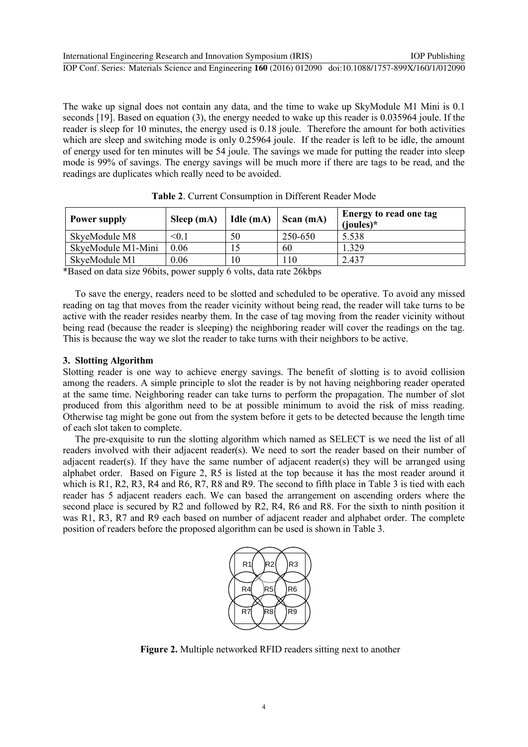The wake up signal does not contain any data, and the time to wake up SkyModule M1 Mini is 0.1 seconds [19]. Based on equation (3), the energy needed to wake up this reader is 0.035964 joule. If the reader is sleep for 10 minutes, the energy used is 0.18 joule. Therefore the amount for both activities which are sleep and switching mode is only 0.25964 joule. If the reader is left to be idle, the amount of energy used for ten minutes will be 54 joule. The savings we made for putting the reader into sleep mode is 99% of savings. The energy savings will be much more if there are tags to be read, and the readings are duplicates which really need to be avoided.

**Table 2**. Current Consumption in Different Reader Mode

| Power supply | Sleep (mA) | Idle (mA) | Scan (mA) | Energy to read one tag (joules)* |
|---|---|---|---|---|
| SkyeModule M8 | <0.1 | 50 | 250-650 | 5.538 |
| SkyeModule M1-Mini | 0.06 | 15 | 60 | 1.329 |
| SkyeModule M1 | 0.06 | 10 | 110 | 2.437 |

*Based on data size 96bits, power supply 6 volts, data rate 26kbps

To save the energy, readers need to be slotted and scheduled to be operative. To avoid any missed reading on tag that moves from the reader vicinity without being read, the reader will take turns to be active with the reader resides nearby them. In the case of tag moving from the reader vicinity without being read (because the reader is sleeping) the neighboring reader will cover the readings on the tag. This is because the way we slot the reader to take turns with their neighbors to be active.

## 3. Slotting Algorithm

Slotting reader is one way to achieve energy savings. The benefit of slotting is to avoid collision among the readers. A simple principle to slot the reader is by not having neighboring reader operated at the same time. Neighboring reader can take turns to perform the propagation. The number of slot produced from this algorithm need to be at possible minimum to avoid the risk of miss reading. Otherwise tag might be gone out from the system before it gets to be detected because the length time of each slot taken to complete.

The pre-exquisite to run the slotting algorithm which named as SELECT is we need the list of all readers involved with their adjacent reader(s). We need to sort the reader based on their number of adjacent reader(s). If they have the same number of adjacent reader(s) they will be arranged using alphabet order. Based on Figure 2, R5 is listed at the top because it has the most reader around it which is R1, R2, R3, R4 and R6, R7, R8 and R9. The second to fifth place in Table 3 is tied with each reader has 5 adjacent readers each. We can based the arrangement on ascending orders where the second place is secured by R2 and followed by R2, R4, R6 and R8. For the sixth to ninth position it was R1, R3, R7 and R9 each based on number of adjacent reader and alphabet order. The complete position of readers before the proposed algorithm can be used is shown in Table 3.

**Figure 2.** Multiple networked RFID readers sitting next to another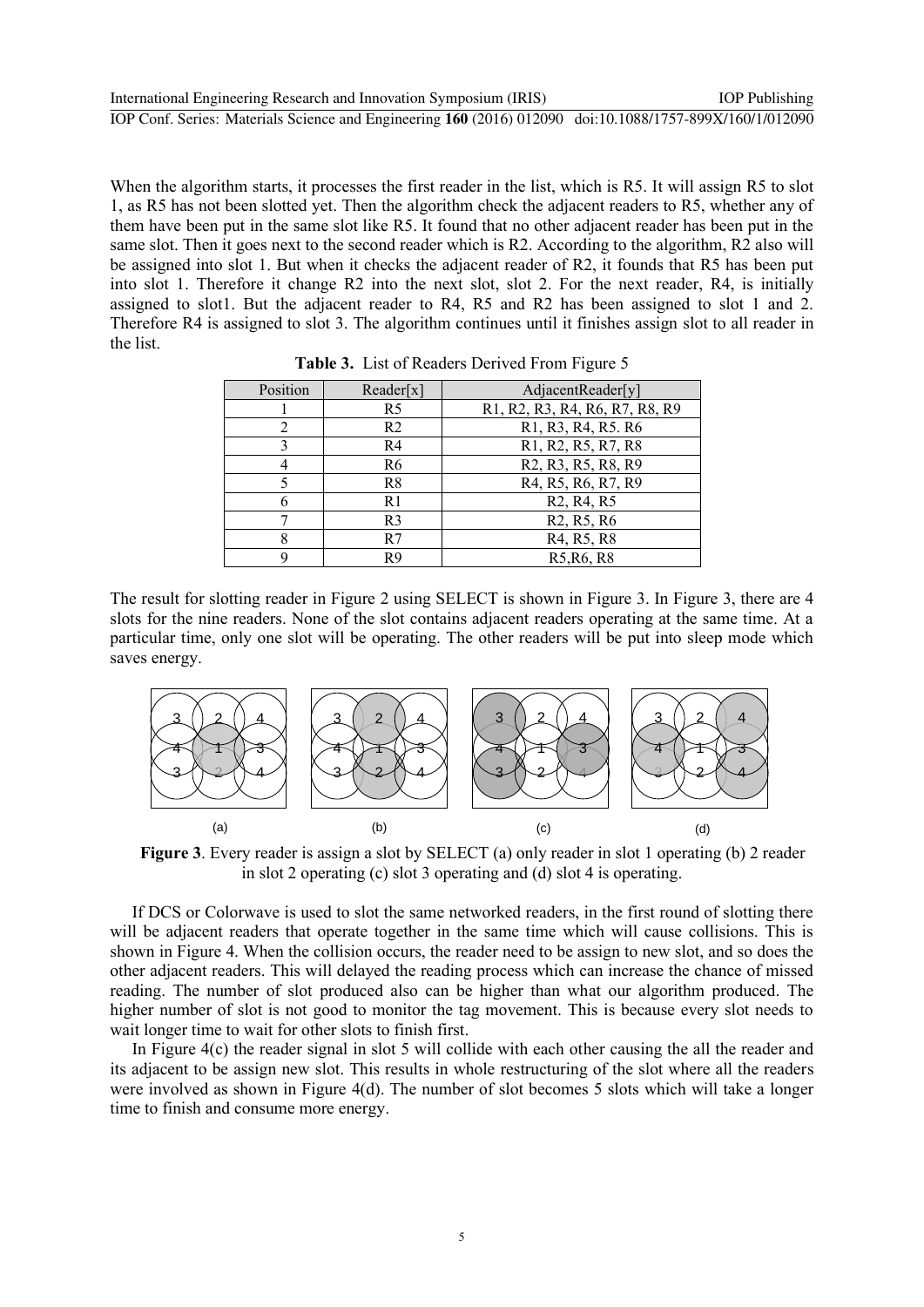When the algorithm starts, it processes the first reader in the list, which is R5. It will assign R5 to slot 1, as R5 has not been slotted yet. Then the algorithm check the adjacent readers to R5, whether any of them have been put in the same slot like R5. It found that no other adjacent reader has been put in the same slot. Then it goes next to the second reader which is R2. According to the algorithm, R2 also will be assigned into slot 1. But when it checks the adjacent reader of R2, it founds that R5 has been put into slot 1. Therefore it change R2 into the next slot, slot 2. For the next reader, R4, is initially assigned to slot1. But the adjacent reader to R4, R5 and R2 has been assigned to slot 1 and 2. Therefore R4 is assigned to slot 3. The algorithm continues until it finishes assign slot to all reader in the list.

**Table 3.** List of Readers Derived From Figure 5

| Position | Reader[x] | AdjacentReader[y] |
|---|---|---|
| 1 | R5 | R1, R2, R3, R4, R6, R7, R8, R9 |
| 2 | R2 | R1, R3, R4, R5. R6 |
| 3 | R4 | R1, R2, R5, R7, R8 |
| 4 | R6 | R2, R3, R5, R8, R9 |
| 5 | R8 | R4, R5, R6, R7, R9 |
| 6 | R1 | R2, R4, R5 |
| 7 | R3 | R2, R5, R6 |
| 8 | R7 | R4, R5, R8 |
| 9 | R9 | R5,R6, R8 |

The result for slotting reader in Figure 2 using SELECT is shown in Figure 3. In Figure 3, there are 4 slots for the nine readers. None of the slot contains adjacent readers operating at the same time. At a particular time, only one slot will be operating. The other readers will be put into sleep mode which saves energy.

**Figure 3**. Every reader is assign a slot by SELECT (a) only reader in slot 1 operating (b) 2 reader in slot 2 operating (c) slot 3 operating and (d) slot 4 is operating.

If DCS or Colorwave is used to slot the same networked readers, in the first round of slotting there will be adjacent readers that operate together in the same time which will cause collisions. This is shown in Figure 4. When the collision occurs, the reader need to be assign to new slot, and so does the other adjacent readers. This will delayed the reading process which can increase the chance of missed reading. The number of slot produced also can be higher than what our algorithm produced. The higher number of slot is not good to monitor the tag movement. This is because every slot needs to wait longer time to wait for other slots to finish first.

In Figure 4(c) the reader signal in slot 5 will collide with each other causing the all the reader and its adjacent to be assign new slot. This results in whole restructuring of the slot where all the readers were involved as shown in Figure 4(d). The number of slot becomes 5 slots which will take a longer time to finish and consume more energy.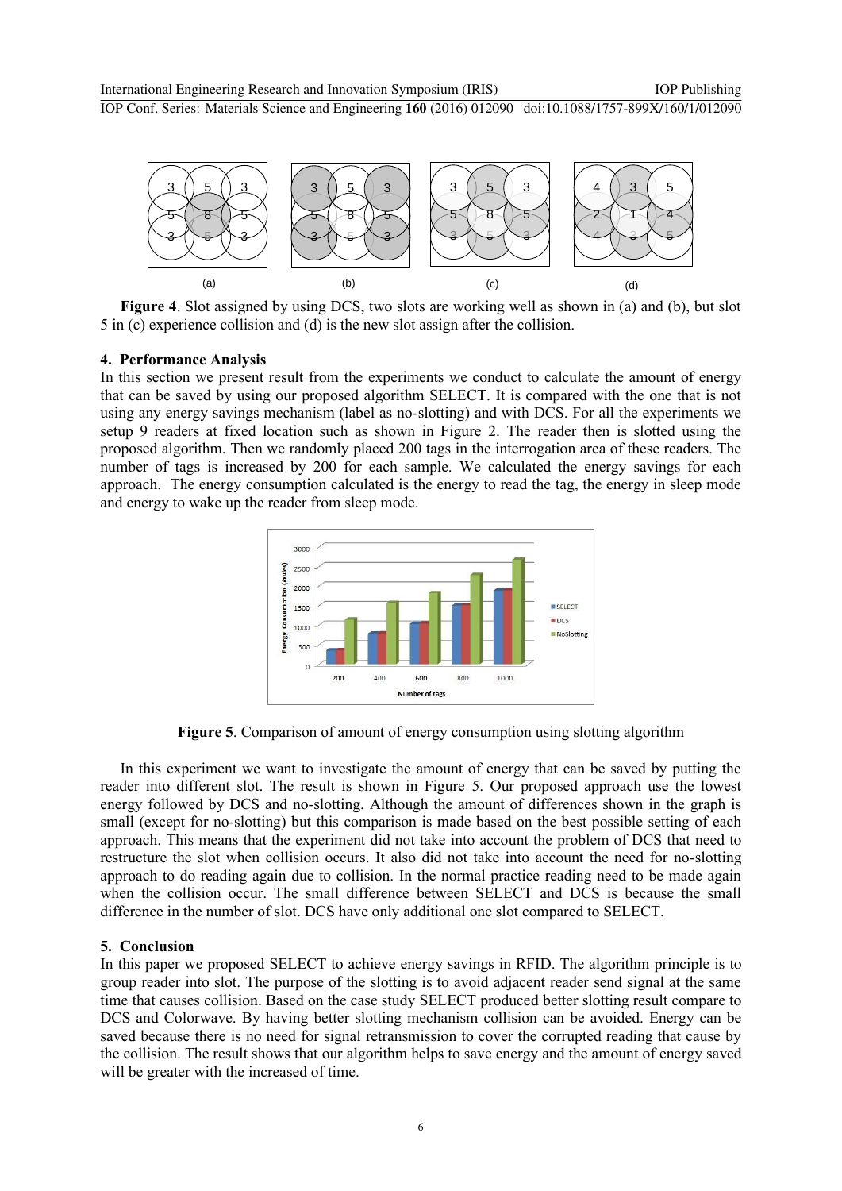Figure 4. Slot assigned by using DCS, two slots are working well as shown in (a) and (b), but slot 5 in (c) experience collision and (d) is the new slot assign after the collision.

## 4. Performance Analysis

In this section we present result from the experiments we conduct to calculate the amount of energy that can be saved by using our proposed algorithm SELECT. It is compared with the one that is not using any energy savings mechanism (label as no-slotting) and with DCS. For all the experiments we setup 9 readers at fixed location such as shown in Figure 2. The reader then is slotted using the proposed algorithm. Then we randomly placed 200 tags in the interrogation area of these readers. The number of tags is increased by 200 for each sample. We calculated the energy savings for each approach. The energy consumption calculated is the energy to read the tag, the energy in sleep mode and energy to wake up the reader from sleep mode.

**Figure 5**. Comparison of amount of energy consumption using slotting algorithm

In this experiment we want to investigate the amount of energy that can be saved by putting the reader into different slot. The result is shown in Figure 5. Our proposed approach use the lowest energy followed by DCS and no-slotting. Although the amount of differences shown in the graph is small (except for no-slotting) but this comparison is made based on the best possible setting of each approach. This means that the experiment did not take into account the problem of DCS that need to restructure the slot when collision occurs. It also did not take into account the need for no-slotting approach to do reading again due to collision. In the normal practice reading need to be made again when the collision occur. The small difference between SELECT and DCS is because the small difference in the number of slot. DCS have only additional one slot compared to SELECT.

## 5. Conclusion

In this paper we proposed SELECT to achieve energy savings in RFID. The algorithm principle is to group reader into slot. The purpose of the slotting is to avoid adjacent reader send signal at the same time that causes collision. Based on the case study SELECT produced better slotting result compare to DCS and Colorwave. By having better slotting mechanism collision can be avoided. Energy can be saved because there is no need for signal retransmission to cover the corrupted reading that cause by the collision. The result shows that our algorithm helps to save energy and the amount of energy saved will be greater with the increased of time.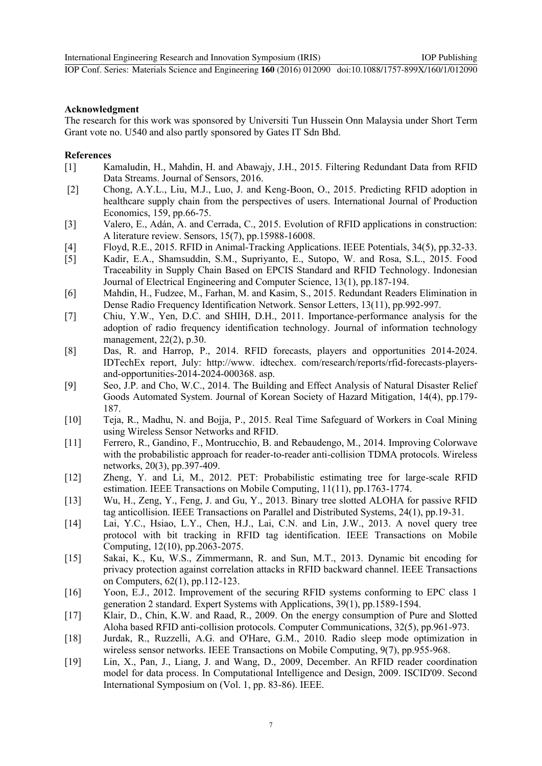**Acknowledgment**

The research for this work was sponsored by Universiti Tun Hussein Onn Malaysia under Short Term Grant vote no. U540 and also partly sponsored by Gates IT Sdn Bhd.

**References**

[1] Kamaludin, H., Mahdin, H. and Abawajy, J.H., 2015. Filtering Redundant Data from RFID Data Streams. Journal of Sensors, 2016.

[2] Chong, A.Y.L., Liu, M.J., Luo, J. and Keng-Boon, O., 2015. Predicting RFID adoption in healthcare supply chain from the perspectives of users. International Journal of Production Economics, 159, pp.66-75.

[3] Valero, E., Adán, A. and Cerrada, C., 2015. Evolution of RFID applications in construction: A literature review. Sensors, 15(7), pp.15988-16008.

[4] Floyd, R.E., 2015. RFID in Animal-Tracking Applications. IEEE Potentials, 34(5), pp.32-33.

[5] Kadir, E.A., Shamsuddin, S.M., Supriyanto, E., Sutopo, W. and Rosa, S.L., 2015. Food Traceability in Supply Chain Based on EPCIS Standard and RFID Technology. Indonesian Journal of Electrical Engineering and Computer Science, 13(1), pp.187-194.

[6] Mahdin, H., Fudzee, M., Farhan, M. and Kasim, S., 2015. Redundant Readers Elimination in Dense Radio Frequency Identification Network. Sensor Letters, 13(11), pp.992-997.

[7] Chiu, Y.W., Yen, D.C. and SHIH, D.H., 2011. Importance-performance analysis for the adoption of radio frequency identification technology. Journal of information technology management, 22(2), p.30.

[8] Das, R. and Harrop, P., 2014. RFID forecasts, players and opportunities 2014-2024. IDTechEx report, July: http://www. idtechex. com/research/reports/rfid-forecasts-players-and-opportunities-2014-2024-000368. asp.

[9] Seo, J.P. and Cho, W.C., 2014. The Building and Effect Analysis of Natural Disaster Relief Goods Automated System. Journal of Korean Society of Hazard Mitigation, 14(4), pp.179-187.

[10] Teja, R., Madhu, N. and Bojja, P., 2015. Real Time Safeguard of Workers in Coal Mining using Wireless Sensor Networks and RFID.

[11] Ferrero, R., Gandino, F., Montrucchio, B. and Rebaudengo, M., 2014. Improving Colorwave with the probabilistic approach for reader-to-reader anti-collision TDMA protocols. Wireless networks, 20(3), pp.397-409.

[12] Zheng, Y. and Li, M., 2012. PET: Probabilistic estimating tree for large-scale RFID estimation. IEEE Transactions on Mobile Computing, 11(11), pp.1763-1774.

[13] Wu, H., Zeng, Y., Feng, J. and Gu, Y., 2013. Binary tree slotted ALOHA for passive RFID tag anticollision. IEEE Transactions on Parallel and Distributed Systems, 24(1), pp.19-31.

[14] Lai, Y.C., Hsiao, L.Y., Chen, H.J., Lai, C.N. and Lin, J.W., 2013. A novel query tree protocol with bit tracking in RFID tag identification. IEEE Transactions on Mobile Computing, 12(10), pp.2063-2075.

[15] Sakai, K., Ku, W.S., Zimmermann, R. and Sun, M.T., 2013. Dynamic bit encoding for privacy protection against correlation attacks in RFID backward channel. IEEE Transactions on Computers, 62(1), pp.112-123.

[16] Yoon, E.J., 2012. Improvement of the securing RFID systems conforming to EPC class 1 generation 2 standard. Expert Systems with Applications, 39(1), pp.1589-1594.

[17] Klair, D., Chin, K.W. and Raad, R., 2009. On the energy consumption of Pure and Slotted Aloha based RFID anti-collision protocols. Computer Communications, 32(5), pp.961-973.

[18] Jurdak, R., Ruzzelli, A.G. and O'Hare, G.M., 2010. Radio sleep mode optimization in wireless sensor networks. IEEE Transactions on Mobile Computing, 9(7), pp.955-968.

[19] Lin, X., Pan, J., Liang, J. and Wang, D., 2009, December. An RFID reader coordination model for data process. In Computational Intelligence and Design, 2009. ISCID'09. Second International Symposium on (Vol. 1, pp. 83-86). IEEE.